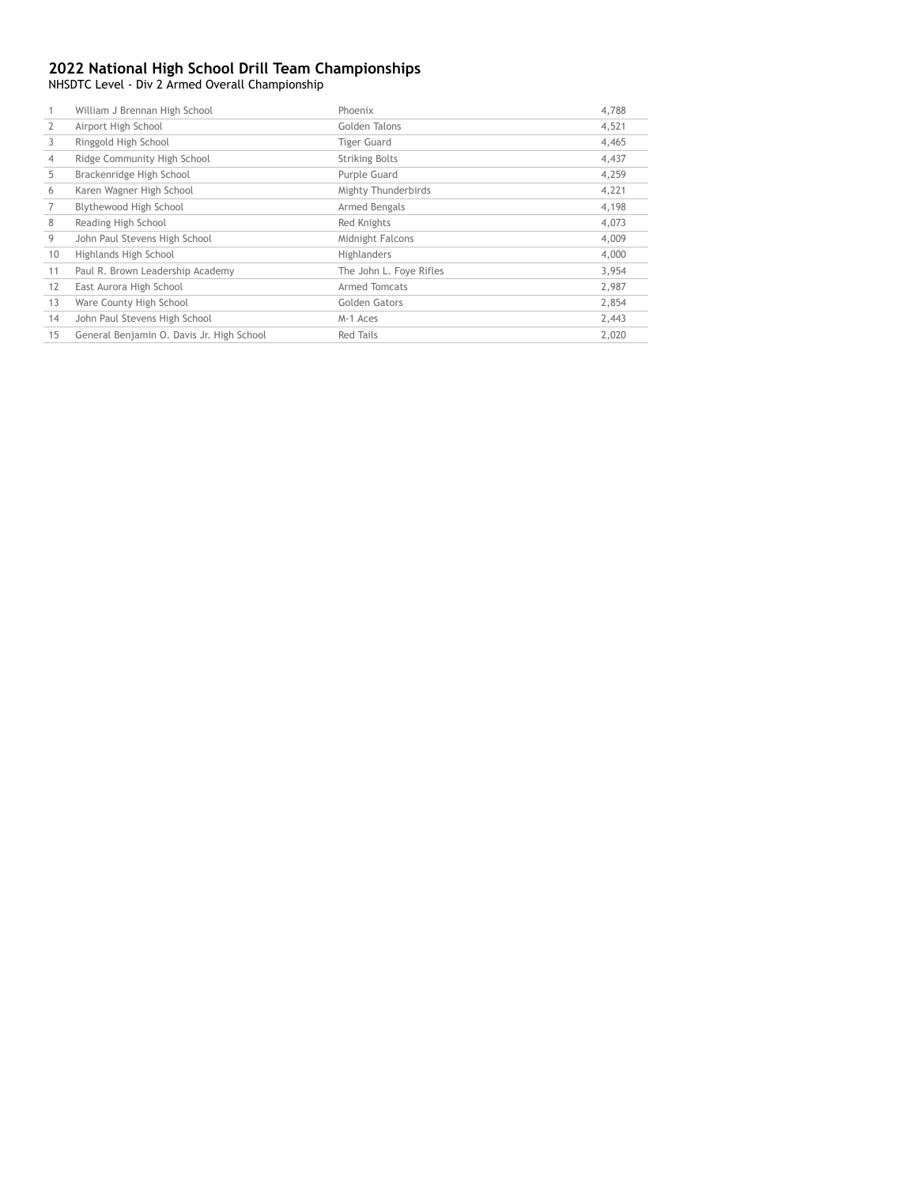# 2022 National High School Drill Team Championships

NHSDTC Level - Div 2 Armed Overall Championship

| | | | |
|---|---|---|---|
| 1 | William J Brennan High School | Phoenix | 4,788 |
| 2 | Airport High School | Golden Talons | 4,521 |
| 3 | Ringgold High School | Tiger Guard | 4,465 |
| 4 | Ridge Community High School | Striking Bolts | 4,437 |
| 5 | Brackenridge High School | Purple Guard | 4,259 |
| 6 | Karen Wagner High School | Mighty Thunderbirds | 4,221 |
| 7 | Blythewood High School | Armed Bengals | 4,198 |
| 8 | Reading High School | Red Knights | 4,073 |
| 9 | John Paul Stevens High School | Midnight Falcons | 4,009 |
| 10 | Highlands High School | Highlanders | 4,000 |
| 11 | Paul R. Brown Leadership Academy | The John L. Foye Rifles | 3,954 |
| 12 | East Aurora High School | Armed Tomcats | 2,987 |
| 13 | Ware County High School | Golden Gators | 2,854 |
| 14 | John Paul Stevens High School | M-1 Aces | 2,443 |
| 15 | General Benjamin O. Davis Jr. High School | Red Tails | 2,020 |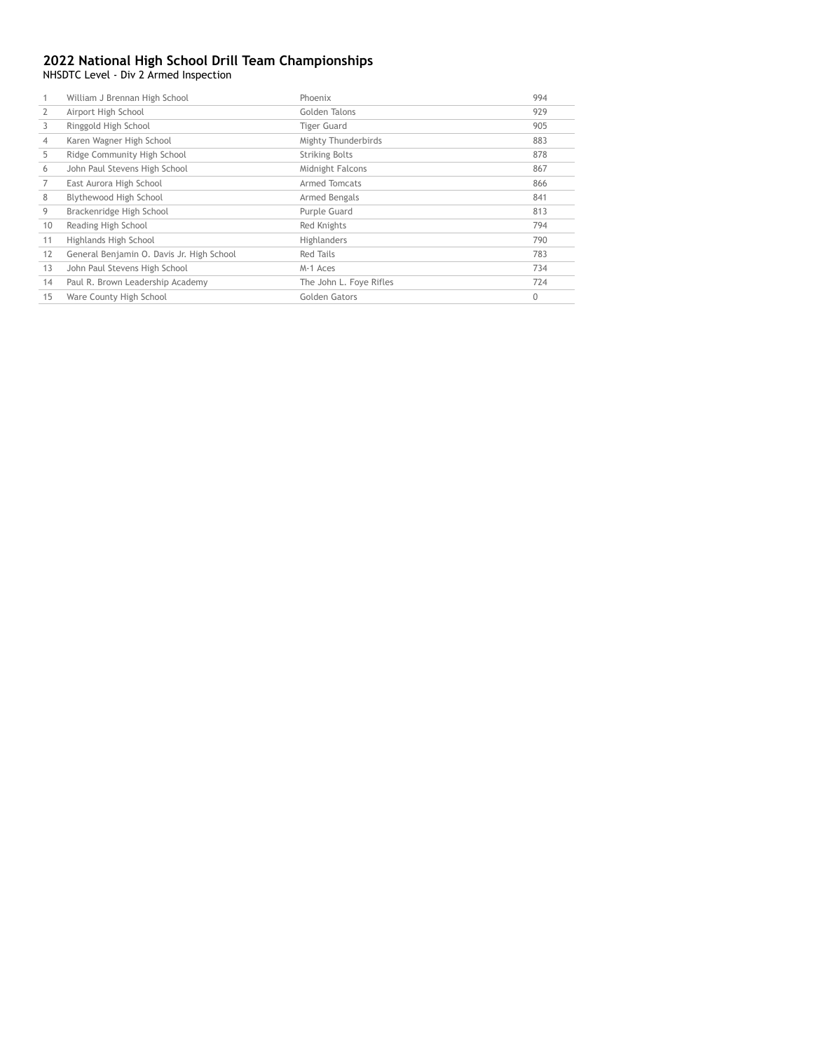## 2022 National High School Drill Team Championships

NHSDTC Level - Div 2 Armed Inspection

| | | | |
|---|---|---|---|
| 1 | William J Brennan High School | Phoenix | 994 |
| 2 | Airport High School | Golden Talons | 929 |
| 3 | Ringgold High School | Tiger Guard | 905 |
| 4 | Karen Wagner High School | Mighty Thunderbirds | 883 |
| 5 | Ridge Community High School | Striking Bolts | 878 |
| 6 | John Paul Stevens High School | Midnight Falcons | 867 |
| 7 | East Aurora High School | Armed Tomcats | 866 |
| 8 | Blythewood High School | Armed Bengals | 841 |
| 9 | Brackenridge High School | Purple Guard | 813 |
| 10 | Reading High School | Red Knights | 794 |
| 11 | Highlands High School | Highlanders | 790 |
| 12 | General Benjamin O. Davis Jr. High School | Red Tails | 783 |
| 13 | John Paul Stevens High School | M-1 Aces | 734 |
| 14 | Paul R. Brown Leadership Academy | The John L. Foye Rifles | 724 |
| 15 | Ware County High School | Golden Gators | 0 |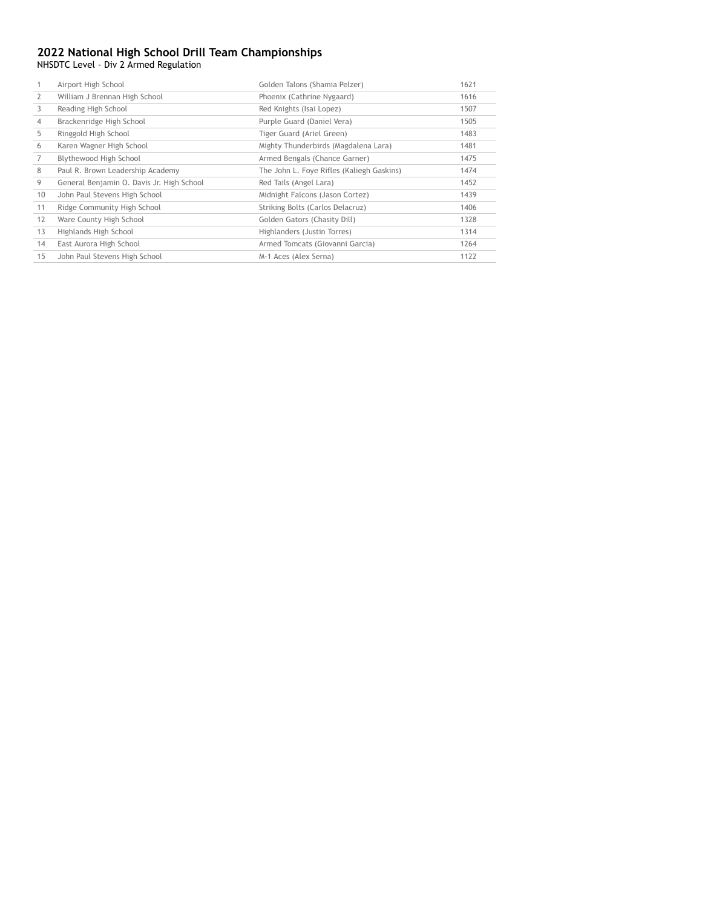# 2022 National High School Drill Team Championships

NHSDTC Level - Div 2 Armed Regulation

| | | | |
|---|---|---|---|
| 1 | Airport High School | Golden Talons (Shamia Pelzer) | 1621 |
| 2 | William J Brennan High School | Phoenix (Cathrine Nygaard) | 1616 |
| 3 | Reading High School | Red Knights (Isai Lopez) | 1507 |
| 4 | Brackenridge High School | Purple Guard (Daniel Vera) | 1505 |
| 5 | Ringgold High School | Tiger Guard (Ariel Green) | 1483 |
| 6 | Karen Wagner High School | Mighty Thunderbirds (Magdalena Lara) | 1481 |
| 7 | Blythewood High School | Armed Bengals (Chance Garner) | 1475 |
| 8 | Paul R. Brown Leadership Academy | The John L. Foye Rifles (Kaliegh Gaskins) | 1474 |
| 9 | General Benjamin O. Davis Jr. High School | Red Tails (Angel Lara) | 1452 |
| 10 | John Paul Stevens High School | Midnight Falcons (Jason Cortez) | 1439 |
| 11 | Ridge Community High School | Striking Bolts (Carlos Delacruz) | 1406 |
| 12 | Ware County High School | Golden Gators (Chasity Dill) | 1328 |
| 13 | Highlands High School | Highlanders (Justin Torres) | 1314 |
| 14 | East Aurora High School | Armed Tomcats (Giovanni Garcia) | 1264 |
| 15 | John Paul Stevens High School | M-1 Aces (Alex Serna) | 1122 |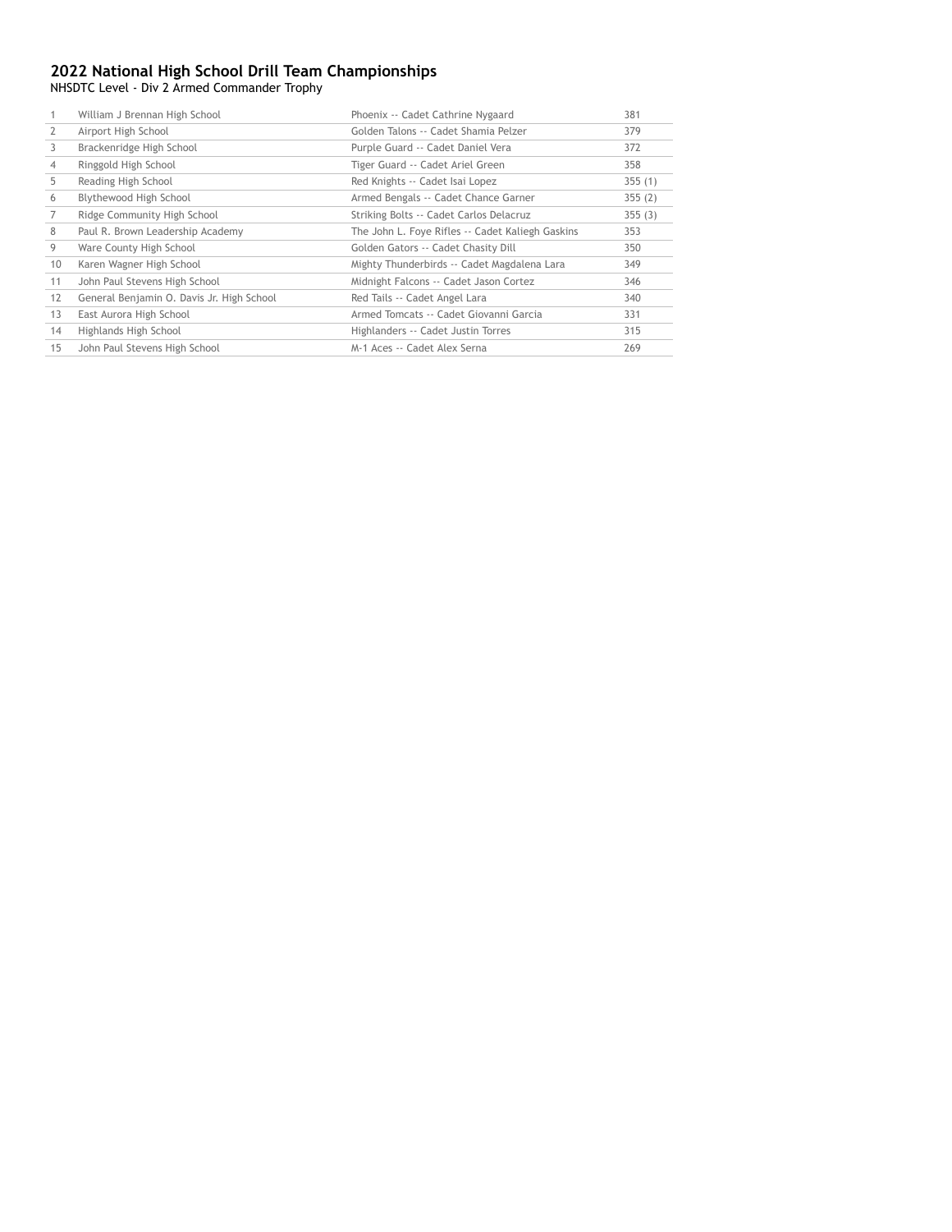## 2022 National High School Drill Team Championships

NHSDTC Level - Div 2 Armed Commander Trophy

| | | | |
|---|---|---|---|
| 1 | William J Brennan High School | Phoenix -- Cadet Cathrine Nygaard | 381 |
| 2 | Airport High School | Golden Talons -- Cadet Shamia Pelzer | 379 |
| 3 | Brackenridge High School | Purple Guard -- Cadet Daniel Vera | 372 |
| 4 | Ringgold High School | Tiger Guard -- Cadet Ariel Green | 358 |
| 5 | Reading High School | Red Knights -- Cadet Isai Lopez | 355 (1) |
| 6 | Blythewood High School | Armed Bengals -- Cadet Chance Garner | 355 (2) |
| 7 | Ridge Community High School | Striking Bolts -- Cadet Carlos Delacruz | 355 (3) |
| 8 | Paul R. Brown Leadership Academy | The John L. Foye Rifles -- Cadet Kaliegh Gaskins | 353 |
| 9 | Ware County High School | Golden Gators -- Cadet Chasity Dill | 350 |
| 10 | Karen Wagner High School | Mighty Thunderbirds -- Cadet Magdalena Lara | 349 |
| 11 | John Paul Stevens High School | Midnight Falcons -- Cadet Jason Cortez | 346 |
| 12 | General Benjamin O. Davis Jr. High School | Red Tails -- Cadet Angel Lara | 340 |
| 13 | East Aurora High School | Armed Tomcats -- Cadet Giovanni Garcia | 331 |
| 14 | Highlands High School | Highlanders -- Cadet Justin Torres | 315 |
| 15 | John Paul Stevens High School | M-1 Aces -- Cadet Alex Serna | 269 |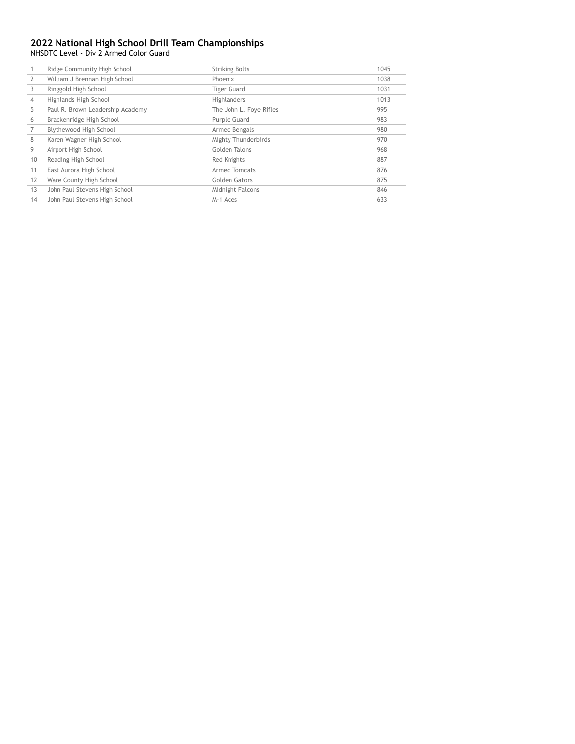## 2022 National High School Drill Team Championships

NHSDTC Level - Div 2 Armed Color Guard

| | | | |
|---|---|---|---|
| 1 | Ridge Community High School | Striking Bolts | 1045 |
| 2 | William J Brennan High School | Phoenix | 1038 |
| 3 | Ringgold High School | Tiger Guard | 1031 |
| 4 | Highlands High School | Highlanders | 1013 |
| 5 | Paul R. Brown Leadership Academy | The John L. Foye Rifles | 995 |
| 6 | Brackenridge High School | Purple Guard | 983 |
| 7 | Blythewood High School | Armed Bengals | 980 |
| 8 | Karen Wagner High School | Mighty Thunderbirds | 970 |
| 9 | Airport High School | Golden Talons | 968 |
| 10 | Reading High School | Red Knights | 887 |
| 11 | East Aurora High School | Armed Tomcats | 876 |
| 12 | Ware County High School | Golden Gators | 875 |
| 13 | John Paul Stevens High School | Midnight Falcons | 846 |
| 14 | John Paul Stevens High School | M-1 Aces | 633 |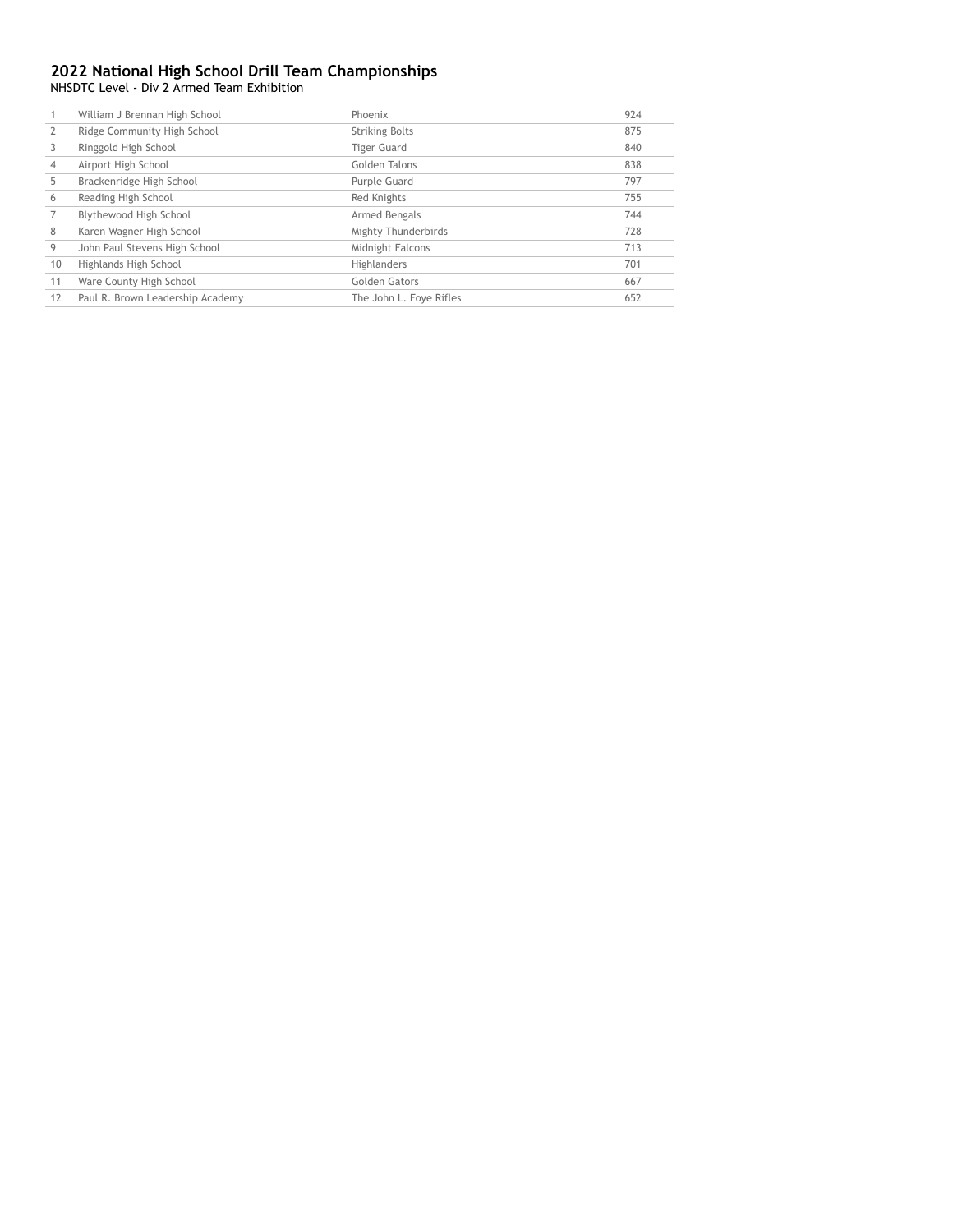## 2022 National High School Drill Team Championships

NHSDTC Level - Div 2 Armed Team Exhibition

| | | | |
|---|---|---|---|
| 1 | William J Brennan High School | Phoenix | 924 |
| 2 | Ridge Community High School | Striking Bolts | 875 |
| 3 | Ringgold High School | Tiger Guard | 840 |
| 4 | Airport High School | Golden Talons | 838 |
| 5 | Brackenridge High School | Purple Guard | 797 |
| 6 | Reading High School | Red Knights | 755 |
| 7 | Blythewood High School | Armed Bengals | 744 |
| 8 | Karen Wagner High School | Mighty Thunderbirds | 728 |
| 9 | John Paul Stevens High School | Midnight Falcons | 713 |
| 10 | Highlands High School | Highlanders | 701 |
| 11 | Ware County High School | Golden Gators | 667 |
| 12 | Paul R. Brown Leadership Academy | The John L. Foye Rifles | 652 |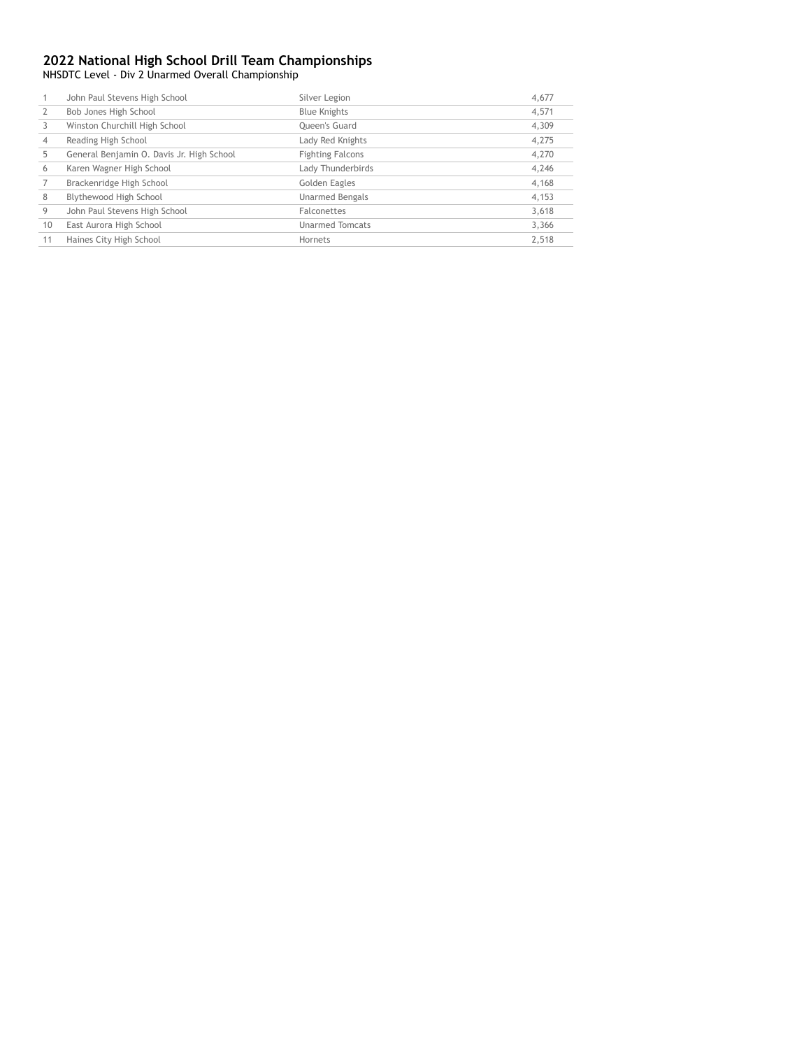## 2022 National High School Drill Team Championships

NHSDTC Level - Div 2 Unarmed Overall Championship

| | | | |
|---|---|---|---|
| 1 | John Paul Stevens High School | Silver Legion | 4,677 |
| 2 | Bob Jones High School | Blue Knights | 4,571 |
| 3 | Winston Churchill High School | Queen's Guard | 4,309 |
| 4 | Reading High School | Lady Red Knights | 4,275 |
| 5 | General Benjamin O. Davis Jr. High School | Fighting Falcons | 4,270 |
| 6 | Karen Wagner High School | Lady Thunderbirds | 4,246 |
| 7 | Brackenridge High School | Golden Eagles | 4,168 |
| 8 | Blythewood High School | Unarmed Bengals | 4,153 |
| 9 | John Paul Stevens High School | Falconettes | 3,618 |
| 10 | East Aurora High School | Unarmed Tomcats | 3,366 |
| 11 | Haines City High School | Hornets | 2,518 |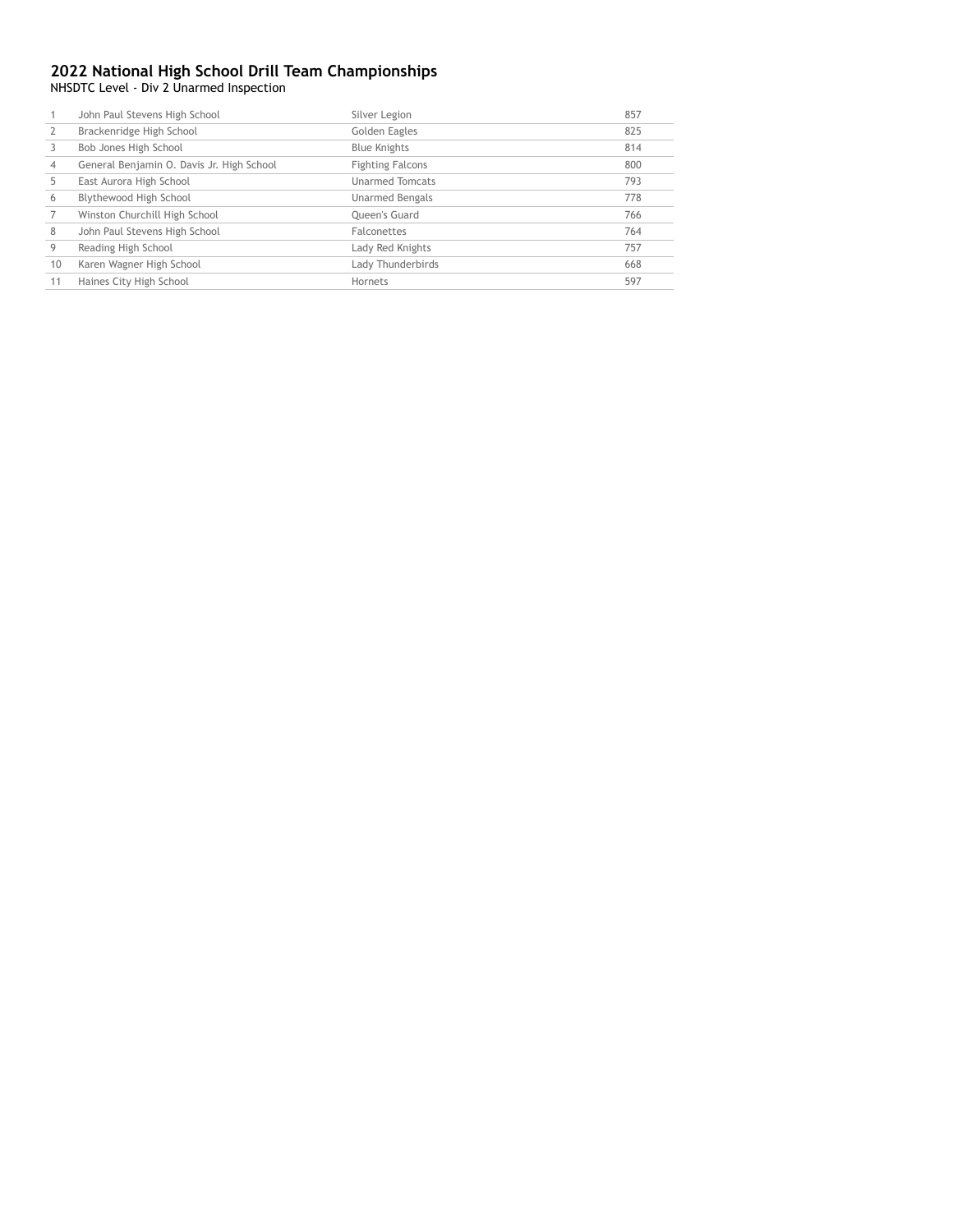## 2022 National High School Drill Team Championships

NHSDTC Level - Div 2 Unarmed Inspection

| | | | |
|---|---|---|---|
| 1 | John Paul Stevens High School | Silver Legion | 857 |
| 2 | Brackenridge High School | Golden Eagles | 825 |
| 3 | Bob Jones High School | Blue Knights | 814 |
| 4 | General Benjamin O. Davis Jr. High School | Fighting Falcons | 800 |
| 5 | East Aurora High School | Unarmed Tomcats | 793 |
| 6 | Blythewood High School | Unarmed Bengals | 778 |
| 7 | Winston Churchill High School | Queen's Guard | 766 |
| 8 | John Paul Stevens High School | Falconettes | 764 |
| 9 | Reading High School | Lady Red Knights | 757 |
| 10 | Karen Wagner High School | Lady Thunderbirds | 668 |
| 11 | Haines City High School | Hornets | 597 |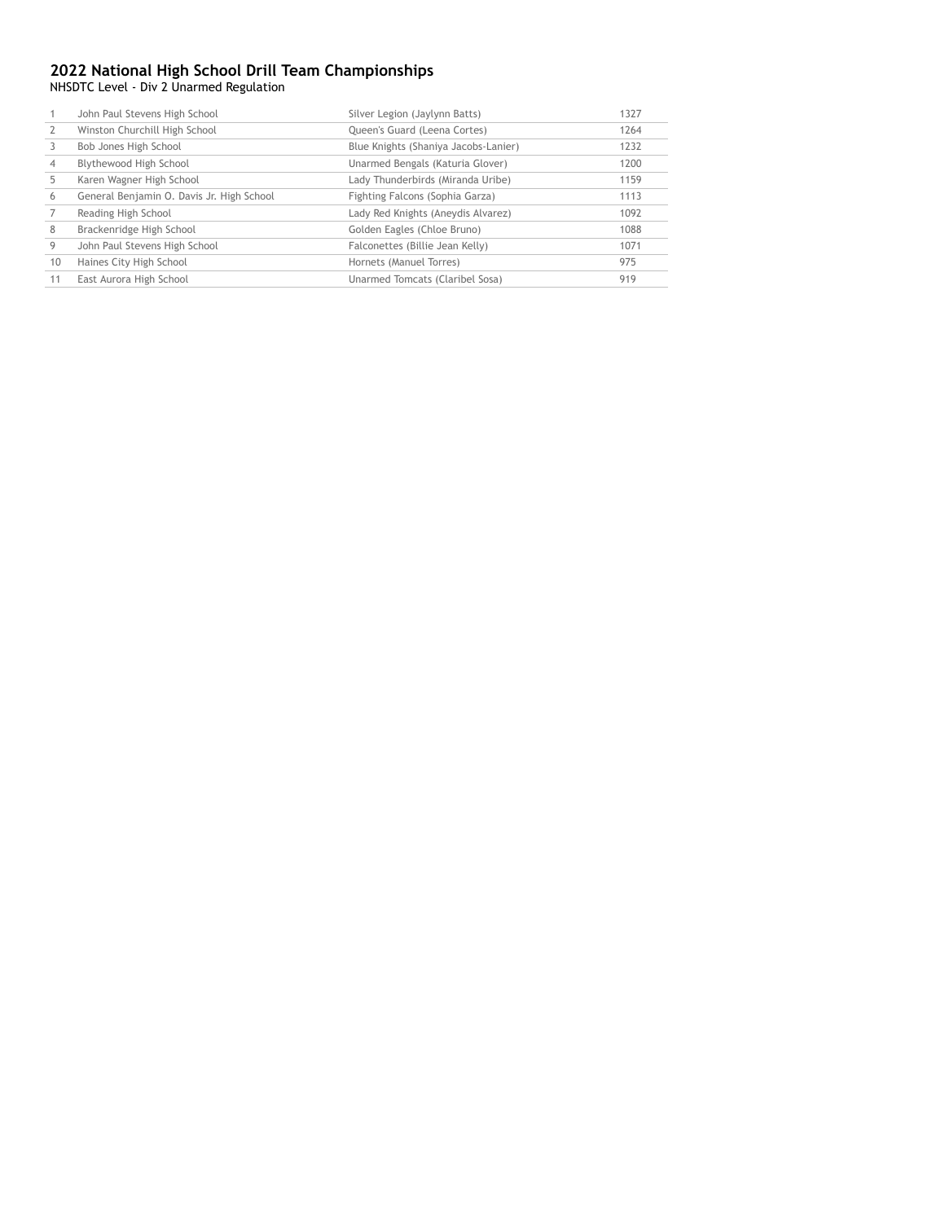## 2022 National High School Drill Team Championships

NHSDTC Level - Div 2 Unarmed Regulation

| | | | |
|---|---|---|---|
| 1 | John Paul Stevens High School | Silver Legion (Jaylynn Batts) | 1327 |
| 2 | Winston Churchill High School | Queen's Guard (Leena Cortes) | 1264 |
| 3 | Bob Jones High School | Blue Knights (Shaniya Jacobs-Lanier) | 1232 |
| 4 | Blythewood High School | Unarmed Bengals (Katuria Glover) | 1200 |
| 5 | Karen Wagner High School | Lady Thunderbirds (Miranda Uribe) | 1159 |
| 6 | General Benjamin O. Davis Jr. High School | Fighting Falcons (Sophia Garza) | 1113 |
| 7 | Reading High School | Lady Red Knights (Aneydis Alvarez) | 1092 |
| 8 | Brackenridge High School | Golden Eagles (Chloe Bruno) | 1088 |
| 9 | John Paul Stevens High School | Falconettes (Billie Jean Kelly) | 1071 |
| 10 | Haines City High School | Hornets (Manuel Torres) | 975 |
| 11 | East Aurora High School | Unarmed Tomcats (Claribel Sosa) | 919 |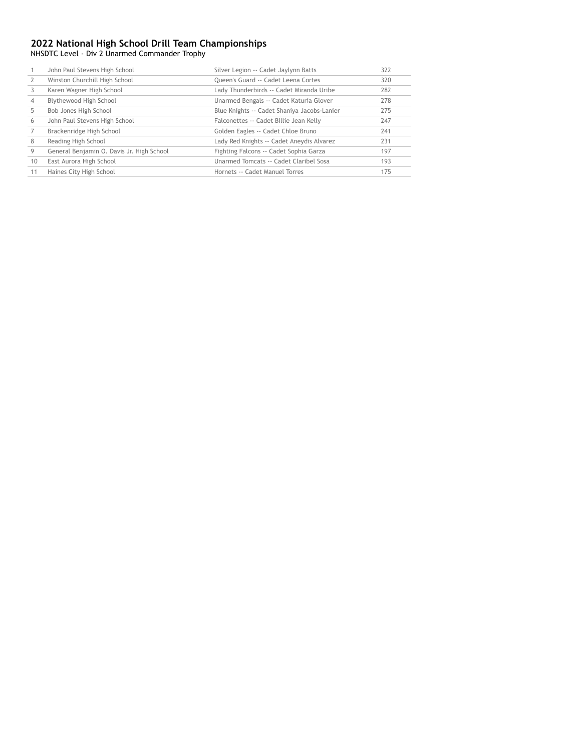## 2022 National High School Drill Team Championships

NHSDTC Level - Div 2 Unarmed Commander Trophy

| | | | |
|---|---|---|---|
| 1 | John Paul Stevens High School | Silver Legion -- Cadet Jaylynn Batts | 322 |
| 2 | Winston Churchill High School | Queen's Guard -- Cadet Leena Cortes | 320 |
| 3 | Karen Wagner High School | Lady Thunderbirds -- Cadet Miranda Uribe | 282 |
| 4 | Blythewood High School | Unarmed Bengals -- Cadet Katuria Glover | 278 |
| 5 | Bob Jones High School | Blue Knights -- Cadet Shaniya Jacobs-Lanier | 275 |
| 6 | John Paul Stevens High School | Falconettes -- Cadet Billie Jean Kelly | 247 |
| 7 | Brackenridge High School | Golden Eagles -- Cadet Chloe Bruno | 241 |
| 8 | Reading High School | Lady Red Knights -- Cadet Aneydis Alvarez | 231 |
| 9 | General Benjamin O. Davis Jr. High School | Fighting Falcons -- Cadet Sophia Garza | 197 |
| 10 | East Aurora High School | Unarmed Tomcats -- Cadet Claribel Sosa | 193 |
| 11 | Haines City High School | Hornets -- Cadet Manuel Torres | 175 |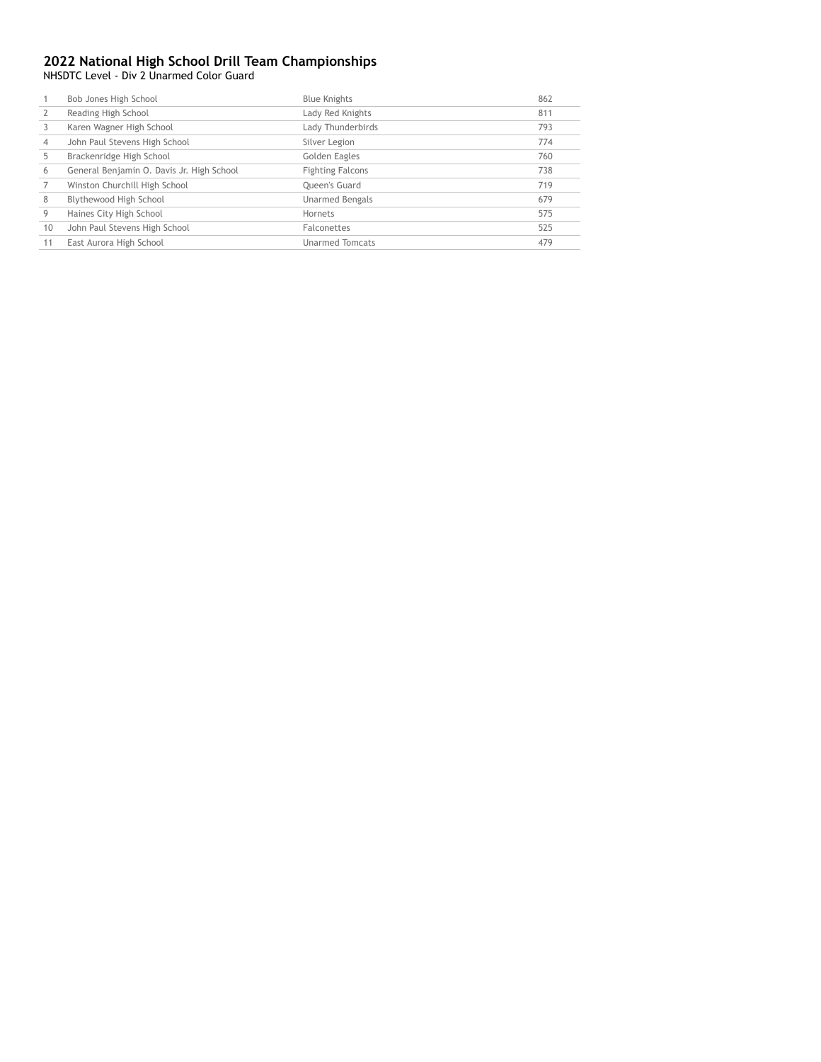## 2022 National High School Drill Team Championships

NHSDTC Level - Div 2 Unarmed Color Guard

| | | | |
|---|---|---|---|
| 1 | Bob Jones High School | Blue Knights | 862 |
| 2 | Reading High School | Lady Red Knights | 811 |
| 3 | Karen Wagner High School | Lady Thunderbirds | 793 |
| 4 | John Paul Stevens High School | Silver Legion | 774 |
| 5 | Brackenridge High School | Golden Eagles | 760 |
| 6 | General Benjamin O. Davis Jr. High School | Fighting Falcons | 738 |
| 7 | Winston Churchill High School | Queen's Guard | 719 |
| 8 | Blythewood High School | Unarmed Bengals | 679 |
| 9 | Haines City High School | Hornets | 575 |
| 10 | John Paul Stevens High School | Falconettes | 525 |
| 11 | East Aurora High School | Unarmed Tomcats | 479 |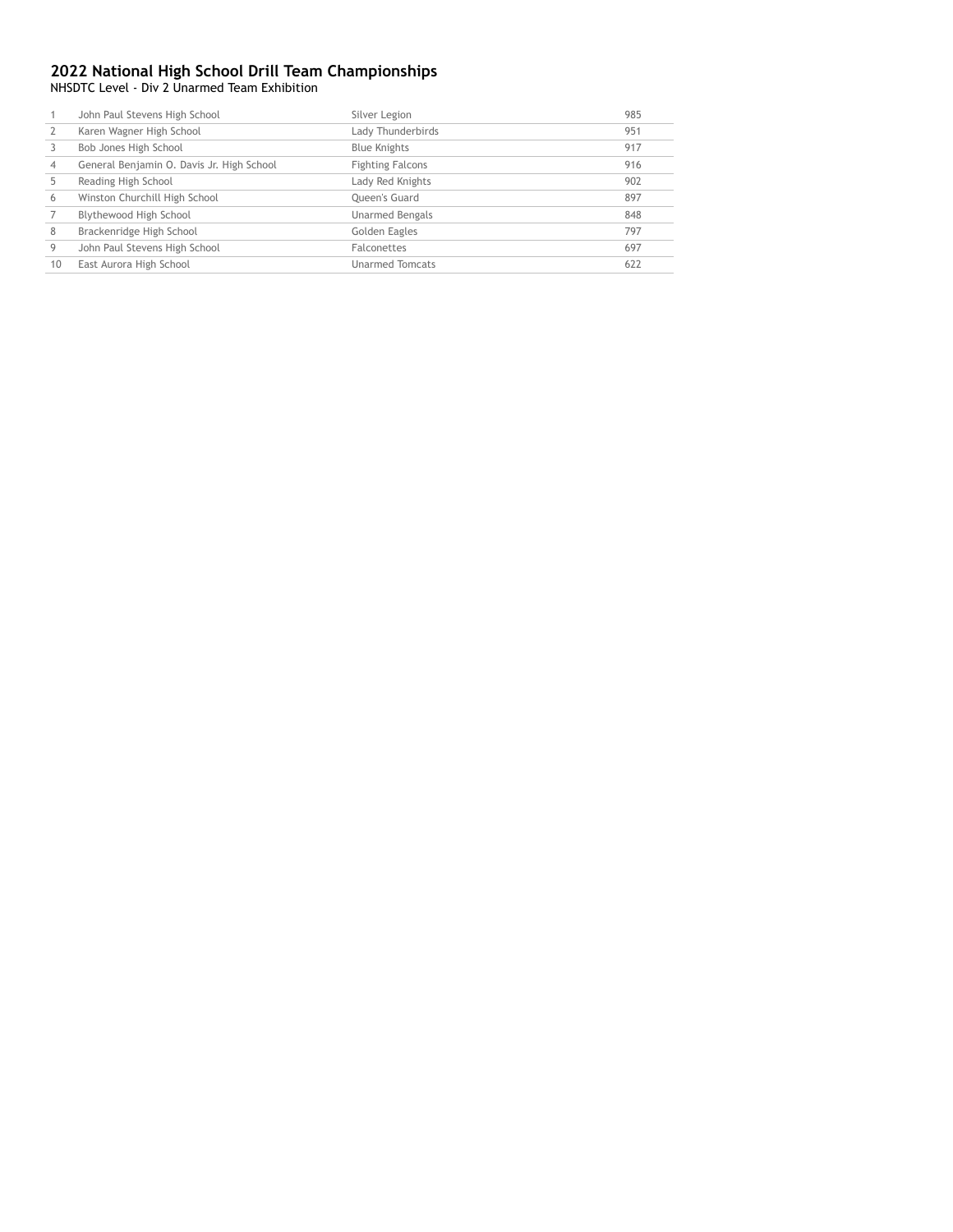# 2022 National High School Drill Team Championships

NHSDTC Level - Div 2 Unarmed Team Exhibition

| | | | |
|---|---|---|---|
| 1 | John Paul Stevens High School | Silver Legion | 985 |
| 2 | Karen Wagner High School | Lady Thunderbirds | 951 |
| 3 | Bob Jones High School | Blue Knights | 917 |
| 4 | General Benjamin O. Davis Jr. High School | Fighting Falcons | 916 |
| 5 | Reading High School | Lady Red Knights | 902 |
| 6 | Winston Churchill High School | Queen's Guard | 897 |
| 7 | Blythewood High School | Unarmed Bengals | 848 |
| 8 | Brackenridge High School | Golden Eagles | 797 |
| 9 | John Paul Stevens High School | Falconettes | 697 |
| 10 | East Aurora High School | Unarmed Tomcats | 622 |